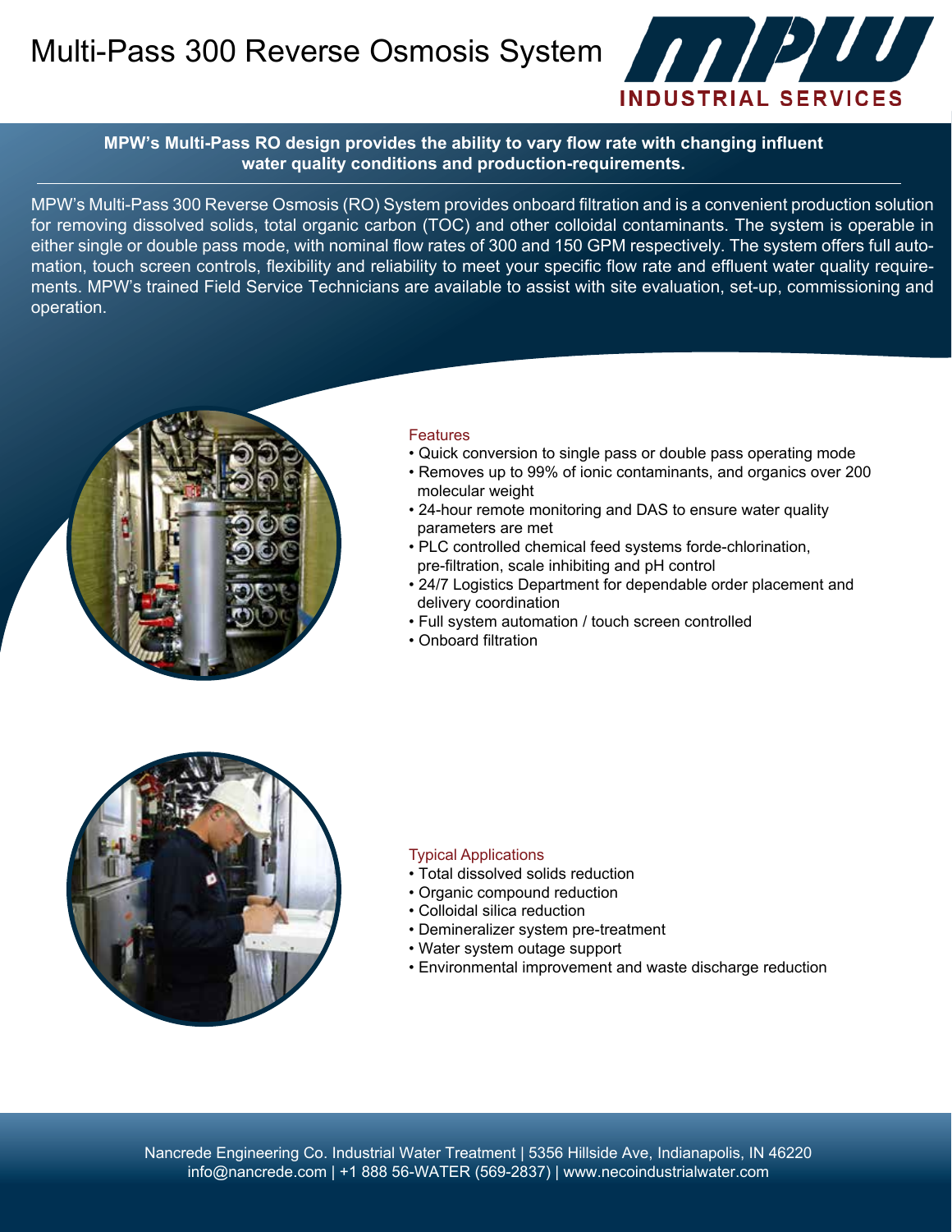# Multi-Pass 300 Reverse Osmosis System

MPW INDUSTRIAL SERVICES

**MPW's Multi-Pass RO design provides the ability to vary flow rate with changing influent water quality conditions and production-requirements.**

MPW's Multi-Pass 300 Reverse Osmosis (RO) System provides onboard filtration and is a convenient production solution for removing dissolved solids, total organic carbon (TOC) and other colloidal contaminants. The system is operable in either single or double pass mode, with nominal flow rates of 300 and 150 GPM respectively. The system offers full automation, touch screen controls, flexibility and reliability to meet your specific flow rate and effluent water quality requirements. MPW's trained Field Service Technicians are available to assist with site evaluation, set-up, commissioning and operation.

## Features

- Quick conversion to single pass or double pass operating mode
- Removes up to 99% of ionic contaminants, and organics over 200 molecular weight
- 24-hour remote monitoring and DAS to ensure water quality parameters are met
- PLC controlled chemical feed systems forde-chlorination, pre-filtration, scale inhibiting and pH control
- 24/7 Logistics Department for dependable order placement and delivery coordination
- Full system automation / touch screen controlled
- Onboard filtration

## Typical Applications

- Total dissolved solids reduction
- Organic compound reduction
- Colloidal silica reduction
- Demineralizer system pre-treatment
- Water system outage support
- Environmental improvement and waste discharge reduction

Nancrede Engineering Co. Industrial Water Treatment | 5356 Hillside Ave, Indianapolis, IN 46220
info@nancrede.com | +1 888 56-WATER (569-2837) | www.necoindustrialwater.com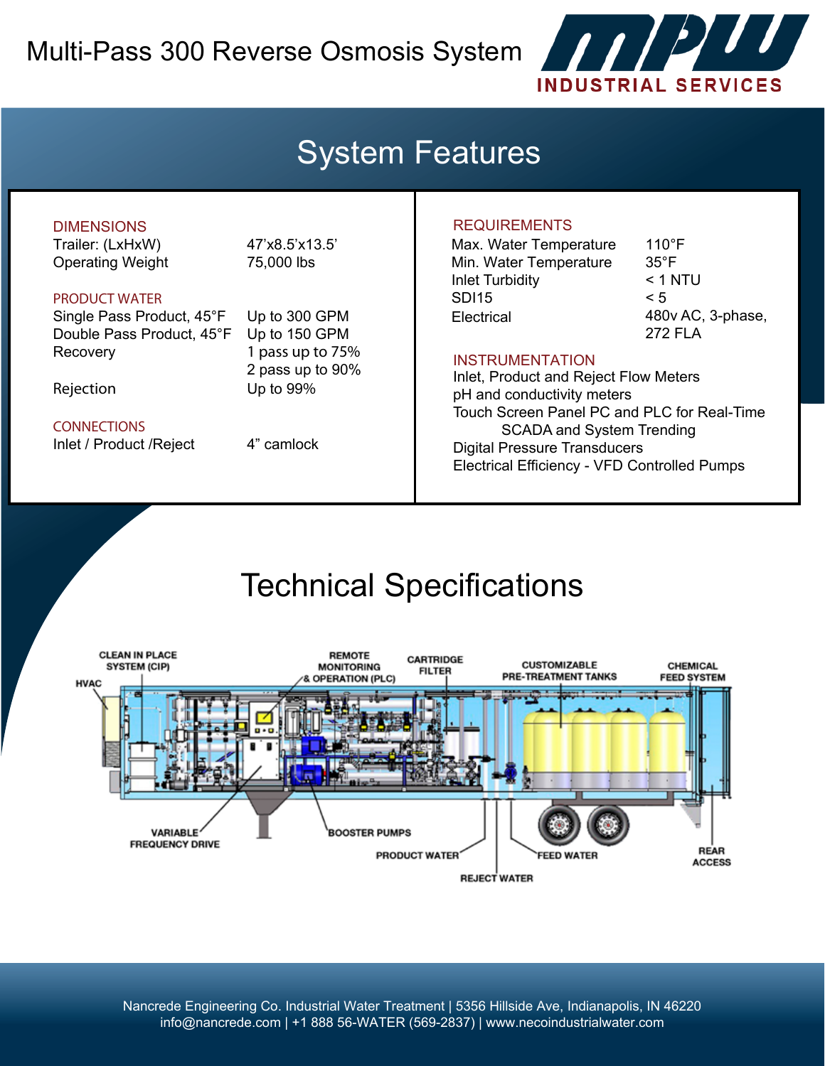# Multi-Pass 300 Reverse Osmosis System

MPW INDUSTRIAL SERVICES

## System Features

### DIMENSIONS

| | |
|---|---|
| Trailer: (LxHxW) | 47'x8.5'x13.5' |
| Operating Weight | 75,000 lbs |

### PRODUCT WATER

| | |
|---|---|
| Single Pass Product, 45°F | Up to 300 GPM |
| Double Pass Product, 45°F | Up to 150 GPM |
| Recovery | 1 pass up to 75%<br>2 pass up to 90% |
| Rejection | Up to 99% |

### CONNECTIONS

| | |
|---|---|
| Inlet / Product /Reject | 4" camlock |

### REQUIREMENTS

| | |
|---|---|
| Max. Water Temperature | 110°F |
| Min. Water Temperature | 35°F |
| Inlet Turbidity | < 1 NTU |
| SDI15 | < 5 |
| Electrical | 480v AC, 3-phase, 272 FLA |

### INSTRUMENTATION

- Inlet, Product and Reject Flow Meters
- pH and conductivity meters
- Touch Screen Panel PC and PLC for Real-Time SCADA and System Trending
- Digital Pressure Transducers
- Electrical Efficiency - VFD Controlled Pumps

## Technical Specifications

CLEAN IN PLACE SYSTEM (CIP)
HVAC
REMOTE MONITORING & OPERATION (PLC)
CARTRIDGE FILTER
CUSTOMIZABLE PRE-TREATMENT TANKS
CHEMICAL FEED SYSTEM
VARIABLE FREQUENCY DRIVE
BOOSTER PUMPS
PRODUCT WATER
FEED WATER
REJECT WATER
REAR ACCESS

Nancrede Engineering Co. Industrial Water Treatment | 5356 Hillside Ave, Indianapolis, IN 46220
info@nancrede.com | +1 888 56-WATER (569-2837) | www.necoindustrialwater.com